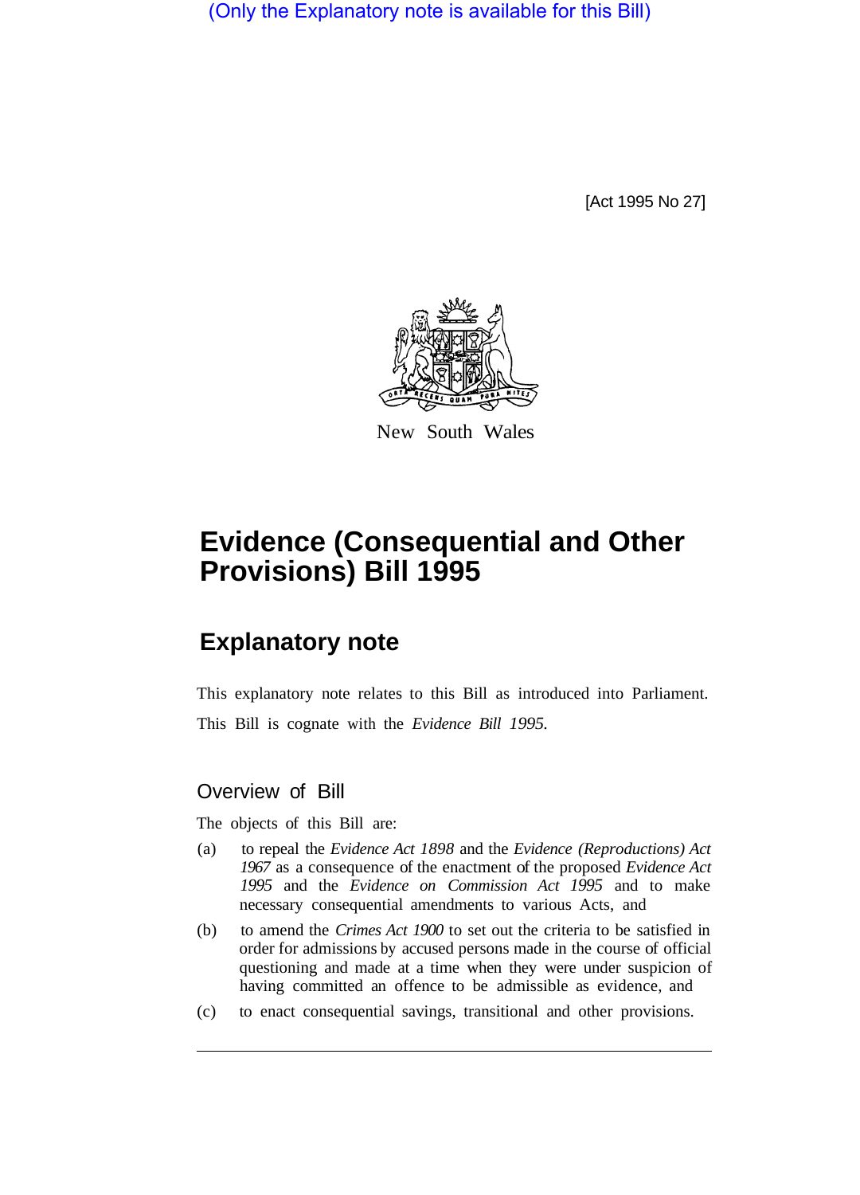(Only the Explanatory note is available for this Bill)

[Act 1995 No 27]

New South Wales

# Evidence (Consequential and Other Provisions) Bill 1995

## Explanatory note

This explanatory note relates to this Bill as introduced into Parliament.

This Bill is cognate with the *Evidence Bill 1995*.

### Overview of Bill

The objects of this Bill are:

(a) to repeal the *Evidence Act 1898* and the *Evidence (Reproductions) Act 1967* as a consequence of the enactment of the proposed *Evidence Act 1995* and the *Evidence on Commission Act 1995* and to make necessary consequential amendments to various Acts, and

(b) to amend the *Crimes Act 1900* to set out the criteria to be satisfied in order for admissions by accused persons made in the course of official questioning and made at a time when they were under suspicion of having committed an offence to be admissible as evidence, and

(c) to enact consequential savings, transitional and other provisions.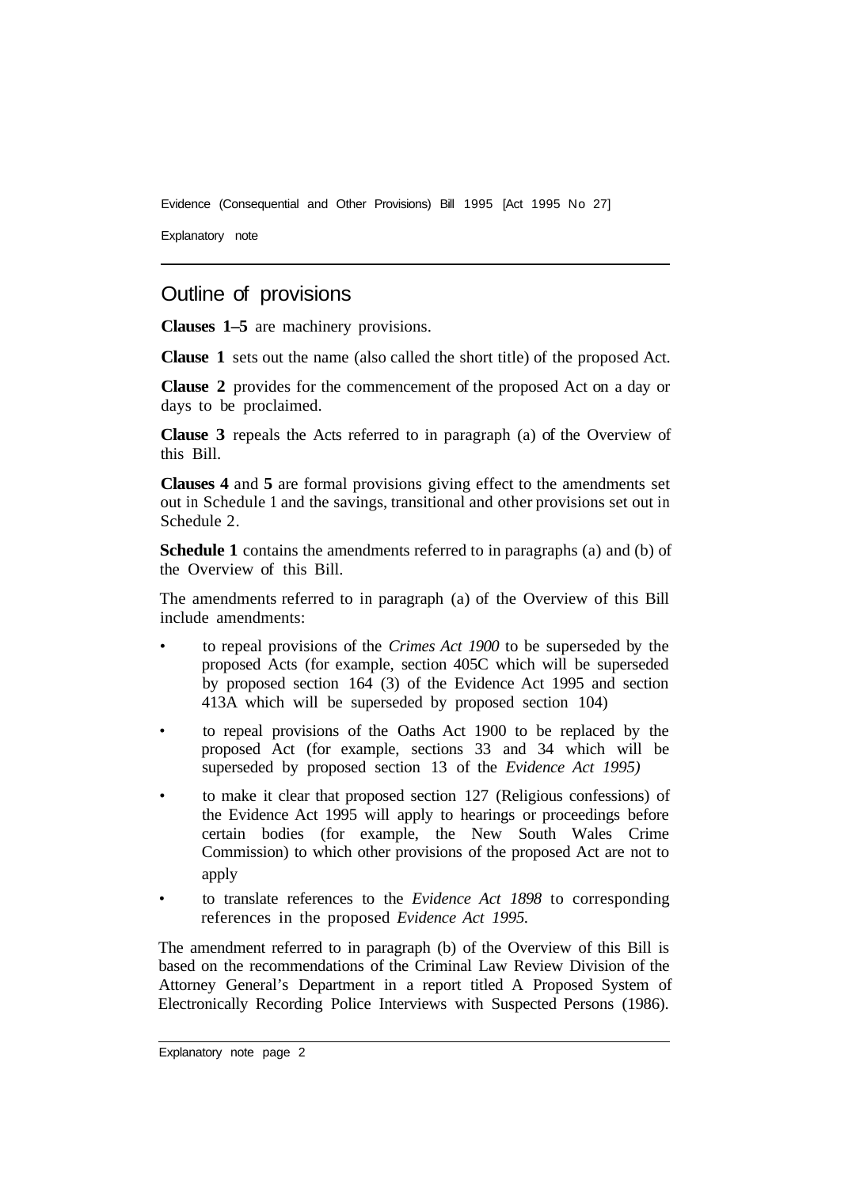## Outline of provisions

**Clauses 1–5** are machinery provisions.

**Clause 1** sets out the name (also called the short title) of the proposed Act.

**Clause 2** provides for the commencement of the proposed Act on a day or days to be proclaimed.

**Clause 3** repeals the Acts referred to in paragraph (a) of the Overview of this Bill.

**Clauses 4** and **5** are formal provisions giving effect to the amendments set out in Schedule 1 and the savings, transitional and other provisions set out in Schedule 2.

**Schedule 1** contains the amendments referred to in paragraphs (a) and (b) of the Overview of this Bill.

The amendments referred to in paragraph (a) of the Overview of this Bill include amendments:

- to repeal provisions of the *Crimes Act 1900* to be superseded by the proposed Acts (for example, section 405C which will be superseded by proposed section 164 (3) of the Evidence Act 1995 and section 413A which will be superseded by proposed section 104)
- to repeal provisions of the Oaths Act 1900 to be replaced by the proposed Act (for example, sections 33 and 34 which will be superseded by proposed section 13 of the *Evidence Act 1995)*
- to make it clear that proposed section 127 (Religious confessions) of the Evidence Act 1995 will apply to hearings or proceedings before certain bodies (for example, the New South Wales Crime Commission) to which other provisions of the proposed Act are not to apply
- to translate references to the *Evidence Act 1898* to corresponding references in the proposed *Evidence Act 1995.*

The amendment referred to in paragraph (b) of the Overview of this Bill is based on the recommendations of the Criminal Law Review Division of the Attorney General's Department in a report titled A Proposed System of Electronically Recording Police Interviews with Suspected Persons (1986).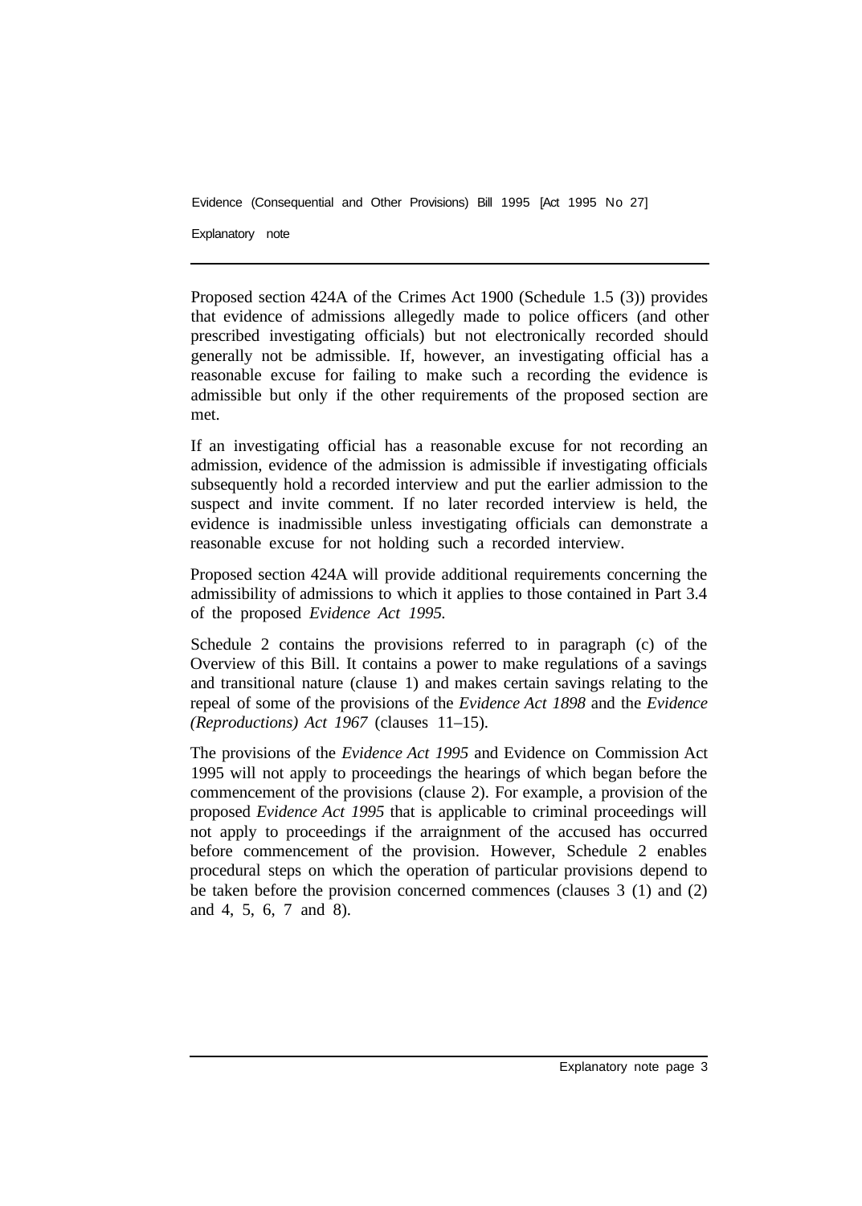Proposed section 424A of the Crimes Act 1900 (Schedule 1.5 (3)) provides that evidence of admissions allegedly made to police officers (and other prescribed investigating officials) but not electronically recorded should generally not be admissible. If, however, an investigating official has a reasonable excuse for failing to make such a recording the evidence is admissible but only if the other requirements of the proposed section are met.

If an investigating official has a reasonable excuse for not recording an admission, evidence of the admission is admissible if investigating officials subsequently hold a recorded interview and put the earlier admission to the suspect and invite comment. If no later recorded interview is held, the evidence is inadmissible unless investigating officials can demonstrate a reasonable excuse for not holding such a recorded interview.

Proposed section 424A will provide additional requirements concerning the admissibility of admissions to which it applies to those contained in Part 3.4 of the proposed *Evidence Act 1995.*

Schedule 2 contains the provisions referred to in paragraph (c) of the Overview of this Bill. It contains a power to make regulations of a savings and transitional nature (clause 1) and makes certain savings relating to the repeal of some of the provisions of the *Evidence Act 1898* and the *Evidence (Reproductions) Act 1967* (clauses 11–15).

The provisions of the *Evidence Act 1995* and Evidence on Commission Act 1995 will not apply to proceedings the hearings of which began before the commencement of the provisions (clause 2). For example, a provision of the proposed *Evidence Act 1995* that is applicable to criminal proceedings will not apply to proceedings if the arraignment of the accused has occurred before commencement of the provision. However, Schedule 2 enables procedural steps on which the operation of particular provisions depend to be taken before the provision concerned commences (clauses 3 (1) and (2) and 4, 5, 6, 7 and 8).